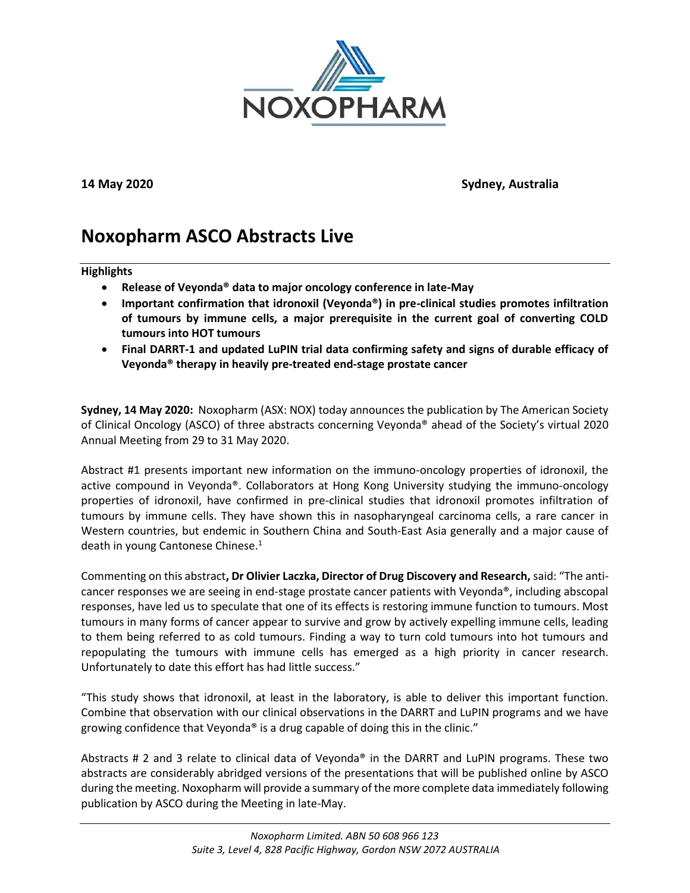NOXOPHARM

**14 May 2020** **Sydney, Australia**

# Noxopharm ASCO Abstracts Live

**Highlights**

- **Release of Veyonda® data to major oncology conference in late-May**
- **Important confirmation that idronoxil (Veyonda®) in pre-clinical studies promotes infiltration of tumours by immune cells, a major prerequisite in the current goal of converting COLD tumours into HOT tumours**
- **Final DARRT-1 and updated LuPIN trial data confirming safety and signs of durable efficacy of Veyonda® therapy in heavily pre-treated end-stage prostate cancer**

**Sydney, 14 May 2020:** Noxopharm (ASX: NOX) today announces the publication by The American Society of Clinical Oncology (ASCO) of three abstracts concerning Veyonda® ahead of the Society's virtual 2020 Annual Meeting from 29 to 31 May 2020.

Abstract #1 presents important new information on the immuno-oncology properties of idronoxil, the active compound in Veyonda®. Collaborators at Hong Kong University studying the immuno-oncology properties of idronoxil, have confirmed in pre-clinical studies that idronoxil promotes infiltration of tumours by immune cells. They have shown this in nasopharyngeal carcinoma cells, a rare cancer in Western countries, but endemic in Southern China and South-East Asia generally and a major cause of death in young Cantonese Chinese.[1]

Commenting on this abstract**, Dr Olivier Laczka, Director of Drug Discovery and Research,** said: "The anti-cancer responses we are seeing in end-stage prostate cancer patients with Veyonda®, including abscopal responses, have led us to speculate that one of its effects is restoring immune function to tumours. Most tumours in many forms of cancer appear to survive and grow by actively expelling immune cells, leading to them being referred to as cold tumours. Finding a way to turn cold tumours into hot tumours and repopulating the tumours with immune cells has emerged as a high priority in cancer research. Unfortunately to date this effort has had little success."

"This study shows that idronoxil, at least in the laboratory, is able to deliver this important function. Combine that observation with our clinical observations in the DARRT and LuPIN programs and we have growing confidence that Veyonda® is a drug capable of doing this in the clinic."

Abstracts # 2 and 3 relate to clinical data of Veyonda® in the DARRT and LuPIN programs. These two abstracts are considerably abridged versions of the presentations that will be published online by ASCO during the meeting. Noxopharm will provide a summary of the more complete data immediately following publication by ASCO during the Meeting in late-May.

*Noxopharm Limited. ABN 50 608 966 123*
*Suite 3, Level 4, 828 Pacific Highway, Gordon NSW 2072 AUSTRALIA*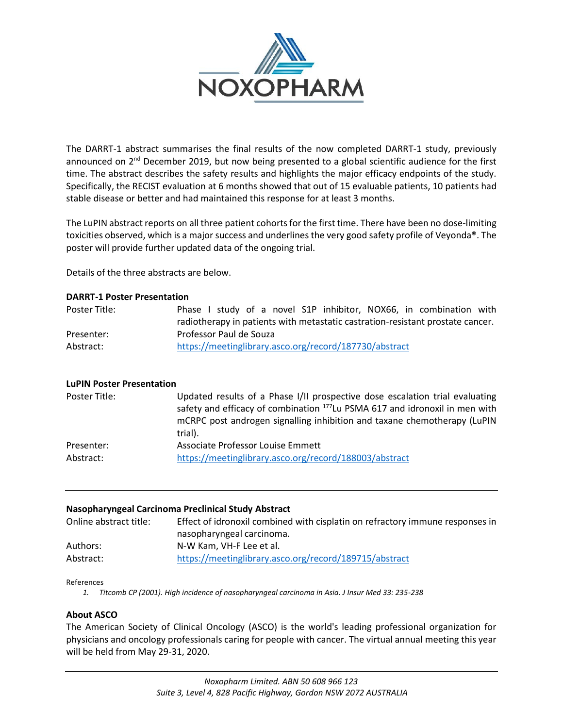The DARRT-1 abstract summarises the final results of the now completed DARRT-1 study, previously announced on 2nd December 2019, but now being presented to a global scientific audience for the first time. The abstract describes the safety results and highlights the major efficacy endpoints of the study. Specifically, the RECIST evaluation at 6 months showed that out of 15 evaluable patients, 10 patients had stable disease or better and had maintained this response for at least 3 months.

The LuPIN abstract reports on all three patient cohorts for the first time. There have been no dose-limiting toxicities observed, which is a major success and underlines the very good safety profile of Veyonda®. The poster will provide further updated data of the ongoing trial.

Details of the three abstracts are below.

**DARRT-1 Poster Presentation**

| | |
|---|---|
| Poster Title: | Phase I study of a novel S1P inhibitor, NOX66, in combination with radiotherapy in patients with metastatic castration-resistant prostate cancer. |
| Presenter: | Professor Paul de Souza |
| Abstract: | https://meetinglibrary.asco.org/record/187730/abstract |

**LuPIN Poster Presentation**

| | |
|---|---|
| Poster Title: | Updated results of a Phase I/II prospective dose escalation trial evaluating safety and efficacy of combination $^{177}$Lu PSMA 617 and idronoxil in men with mCRPC post androgen signalling inhibition and taxane chemotherapy (LuPIN trial). |
| Presenter: | Associate Professor Louise Emmett |
| Abstract: | https://meetinglibrary.asco.org/record/188003/abstract |

---

**Nasopharyngeal Carcinoma Preclinical Study Abstract**

| | |
|---|---|
| Online abstract title: | Effect of idronoxil combined with cisplatin on refractory immune responses in nasopharyngeal carcinoma. |
| Authors: | N-W Kam, VH-F Lee et al. |
| Abstract: | https://meetinglibrary.asco.org/record/189715/abstract |

References

1. *Titcomb CP (2001). High incidence of nasopharyngeal carcinoma in Asia. J Insur Med 33: 235-238*

**About ASCO**

The American Society of Clinical Oncology (ASCO) is the world's leading professional organization for physicians and oncology professionals caring for people with cancer. The virtual annual meeting this year will be held from May 29-31, 2020.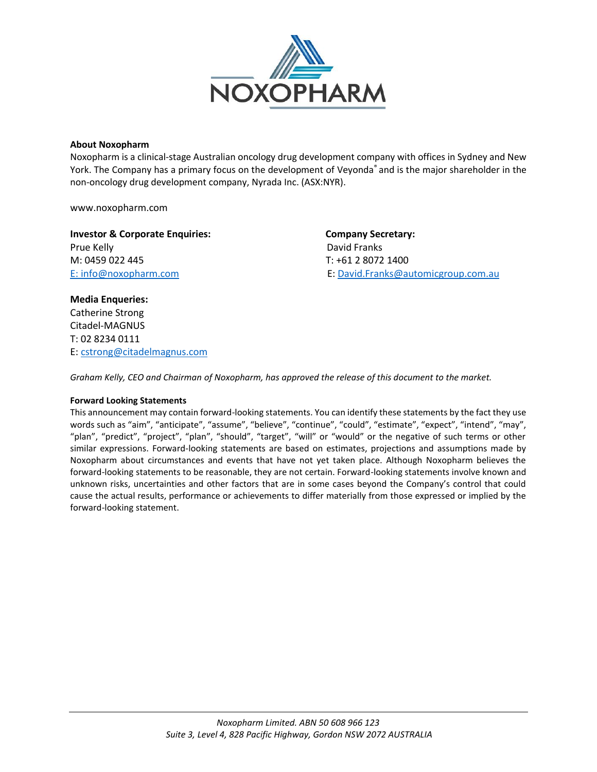**About Noxopharm**

Noxopharm is a clinical-stage Australian oncology drug development company with offices in Sydney and New York. The Company has a primary focus on the development of Veyonda® and is the major shareholder in the non-oncology drug development company, Nyrada Inc. (ASX:NYR).

www.noxopharm.com

**Investor & Corporate Enquiries:**
Prue Kelly
M: 0459 022 445
E: info@noxopharm.com

**Company Secretary:**
David Franks
T: +61 2 8072 1400
E: David.Franks@automicgroup.com.au

**Media Enquiries:**
Catherine Strong
Citadel-MAGNUS
T: 02 8234 0111
E: cstrong@citadelmagnus.com

*Graham Kelly, CEO and Chairman of Noxopharm, has approved the release of this document to the market.*

**Forward Looking Statements**

This announcement may contain forward-looking statements. You can identify these statements by the fact they use words such as "aim", "anticipate", "assume", "believe", "continue", "could", "estimate", "expect", "intend", "may", "plan", "predict", "project", "plan", "should", "target", "will" or "would" or the negative of such terms or other similar expressions. Forward-looking statements are based on estimates, projections and assumptions made by Noxopharm about circumstances and events that have not yet taken place. Although Noxopharm believes the forward-looking statements to be reasonable, they are not certain. Forward-looking statements involve known and unknown risks, uncertainties and other factors that are in some cases beyond the Company's control that could cause the actual results, performance or achievements to differ materially from those expressed or implied by the forward-looking statement.

*Noxopharm Limited. ABN 50 608 966 123*
*Suite 3, Level 4, 828 Pacific Highway, Gordon NSW 2072 AUSTRALIA*